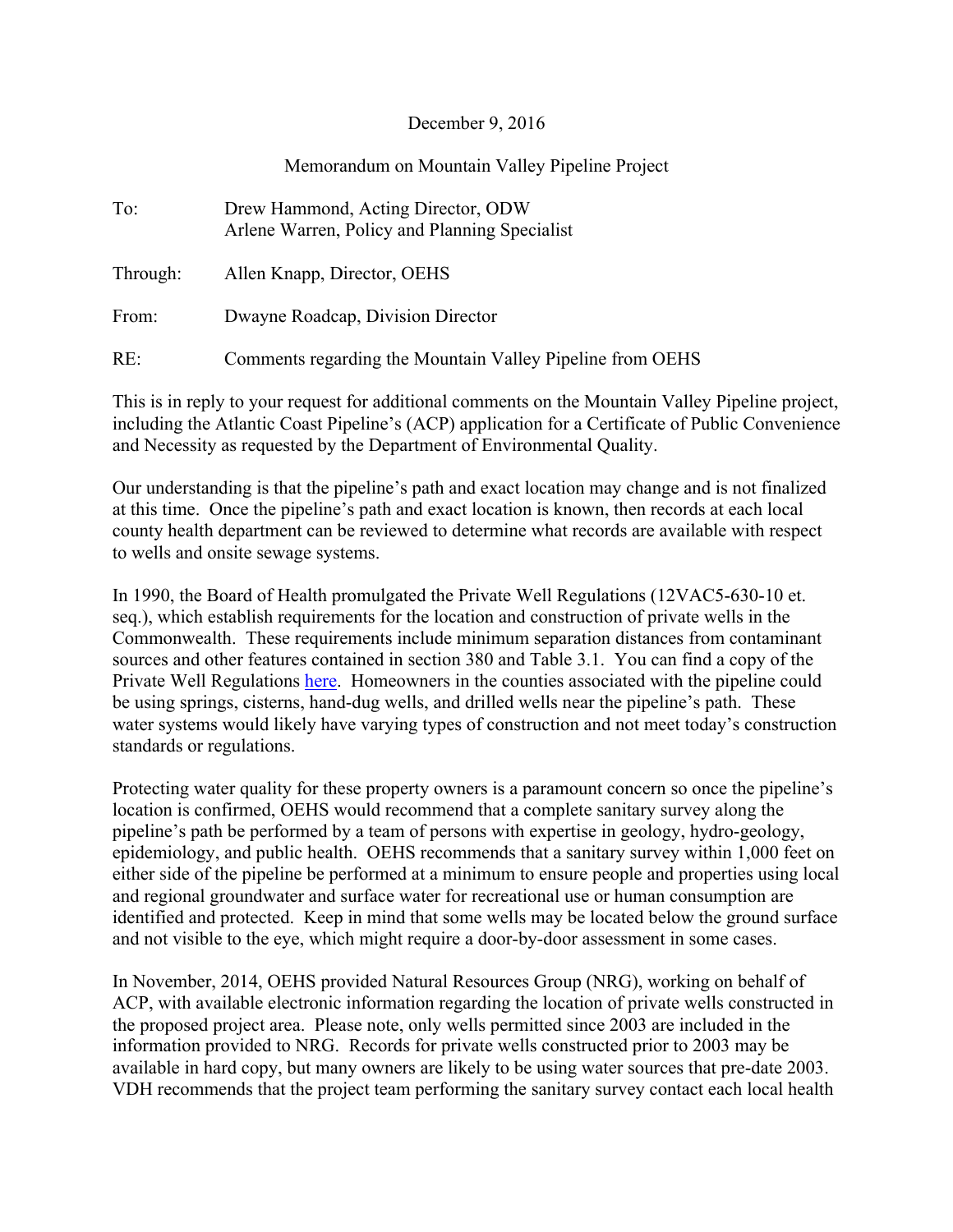December 9, 2016

Memorandum on Mountain Valley Pipeline Project

To: Drew Hammond, Acting Director, ODW
Arlene Warren, Policy and Planning Specialist

Through: Allen Knapp, Director, OEHS

From: Dwayne Roadcap, Division Director

RE: Comments regarding the Mountain Valley Pipeline from OEHS

This is in reply to your request for additional comments on the Mountain Valley Pipeline project, including the Atlantic Coast Pipeline's (ACP) application for a Certificate of Public Convenience and Necessity as requested by the Department of Environmental Quality.

Our understanding is that the pipeline's path and exact location may change and is not finalized at this time. Once the pipeline's path and exact location is known, then records at each local county health department can be reviewed to determine what records are available with respect to wells and onsite sewage systems.

In 1990, the Board of Health promulgated the Private Well Regulations (12VAC5-630-10 et. seq.), which establish requirements for the location and construction of private wells in the Commonwealth. These requirements include minimum separation distances from contaminant sources and other features contained in section 380 and Table 3.1. You can find a copy of the Private Well Regulations here. Homeowners in the counties associated with the pipeline could be using springs, cisterns, hand-dug wells, and drilled wells near the pipeline's path. These water systems would likely have varying types of construction and not meet today's construction standards or regulations.

Protecting water quality for these property owners is a paramount concern so once the pipeline's location is confirmed, OEHS would recommend that a complete sanitary survey along the pipeline's path be performed by a team of persons with expertise in geology, hydro-geology, epidemiology, and public health. OEHS recommends that a sanitary survey within 1,000 feet on either side of the pipeline be performed at a minimum to ensure people and properties using local and regional groundwater and surface water for recreational use or human consumption are identified and protected. Keep in mind that some wells may be located below the ground surface and not visible to the eye, which might require a door-by-door assessment in some cases.

In November, 2014, OEHS provided Natural Resources Group (NRG), working on behalf of ACP, with available electronic information regarding the location of private wells constructed in the proposed project area. Please note, only wells permitted since 2003 are included in the information provided to NRG. Records for private wells constructed prior to 2003 may be available in hard copy, but many owners are likely to be using water sources that pre-date 2003. VDH recommends that the project team performing the sanitary survey contact each local health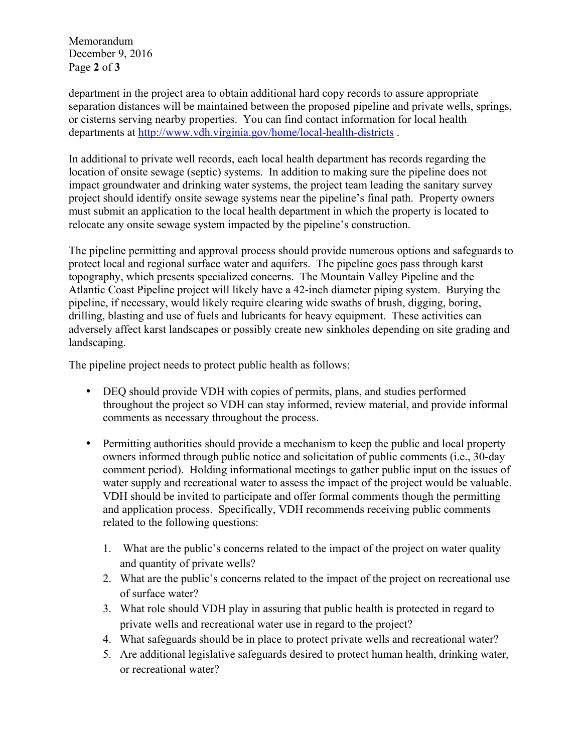department in the project area to obtain additional hard copy records to assure appropriate separation distances will be maintained between the proposed pipeline and private wells, springs, or cisterns serving nearby properties. You can find contact information for local health departments at http://www.vdh.virginia.gov/home/local-health-districts .

In additional to private well records, each local health department has records regarding the location of onsite sewage (septic) systems. In addition to making sure the pipeline does not impact groundwater and drinking water systems, the project team leading the sanitary survey project should identify onsite sewage systems near the pipeline's final path. Property owners must submit an application to the local health department in which the property is located to relocate any onsite sewage system impacted by the pipeline's construction.

The pipeline permitting and approval process should provide numerous options and safeguards to protect local and regional surface water and aquifers. The pipeline goes pass through karst topography, which presents specialized concerns. The Mountain Valley Pipeline and the Atlantic Coast Pipeline project will likely have a 42-inch diameter piping system. Burying the pipeline, if necessary, would likely require clearing wide swaths of brush, digging, boring, drilling, blasting and use of fuels and lubricants for heavy equipment. These activities can adversely affect karst landscapes or possibly create new sinkholes depending on site grading and landscaping.

The pipeline project needs to protect public health as follows:

- DEQ should provide VDH with copies of permits, plans, and studies performed throughout the project so VDH can stay informed, review material, and provide informal comments as necessary throughout the process.

- Permitting authorities should provide a mechanism to keep the public and local property owners informed through public notice and solicitation of public comments (i.e., 30-day comment period). Holding informational meetings to gather public input on the issues of water supply and recreational water to assess the impact of the project would be valuable. VDH should be invited to participate and offer formal comments though the permitting and application process. Specifically, VDH recommends receiving public comments related to the following questions:

    1. What are the public's concerns related to the impact of the project on water quality and quantity of private wells?
    2. What are the public's concerns related to the impact of the project on recreational use of surface water?
    3. What role should VDH play in assuring that public health is protected in regard to private wells and recreational water use in regard to the project?
    4. What safeguards should be in place to protect private wells and recreational water?
    5. Are additional legislative safeguards desired to protect human health, drinking water, or recreational water?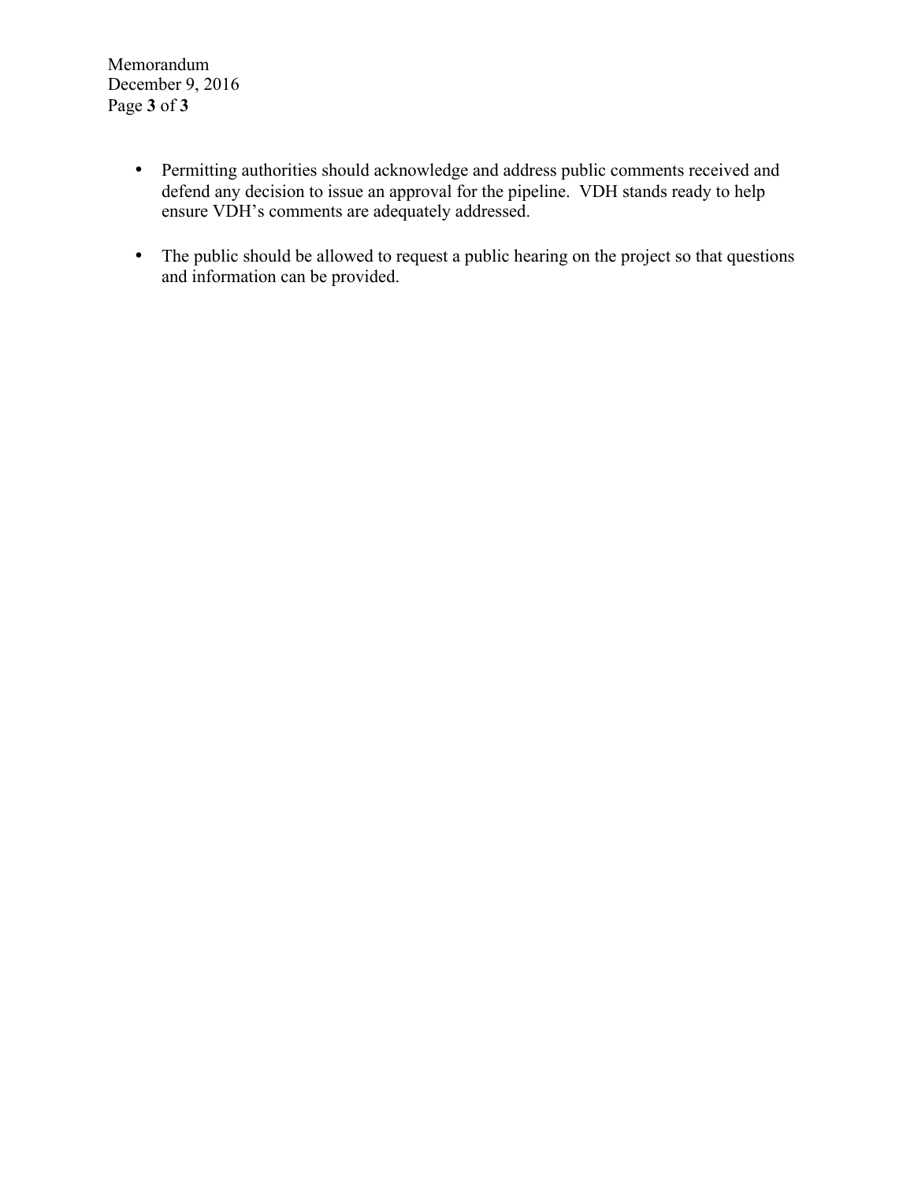- Permitting authorities should acknowledge and address public comments received and defend any decision to issue an approval for the pipeline. VDH stands ready to help ensure VDH's comments are adequately addressed.

- The public should be allowed to request a public hearing on the project so that questions and information can be provided.